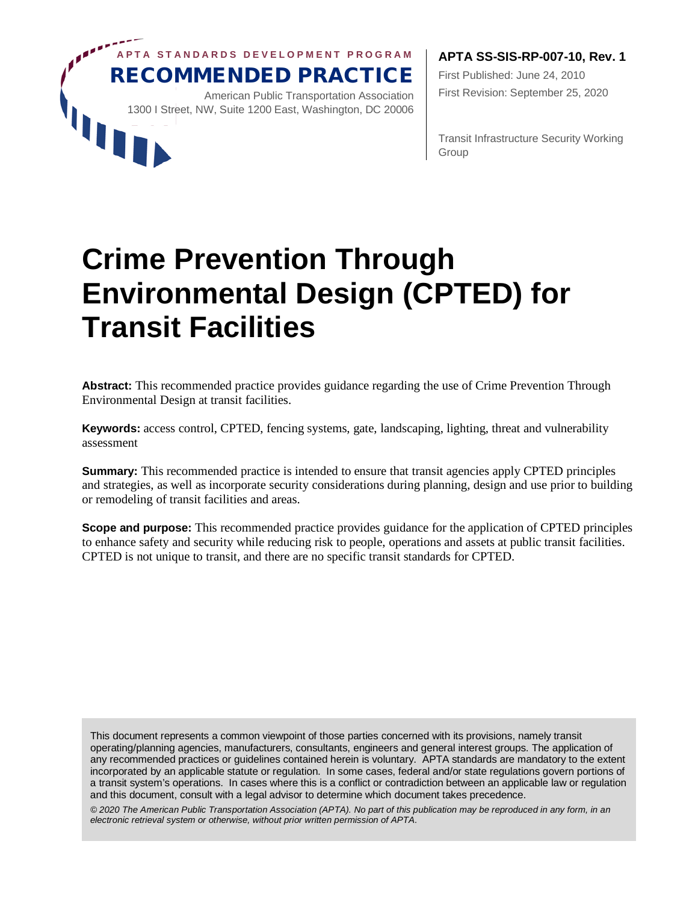APTA STANDARDS DEVELOPMENT PROGRAM

**RECOMMENDED PRACTICE**

American Public Transportation Association
1300 I Street, NW, Suite 1200 East, Washington, DC 20006

**APTA SS-SIS-RP-007-10, Rev. 1**

First Published: June 24, 2010

First Revision: September 25, 2020

Transit Infrastructure Security Working Group

# Crime Prevention Through Environmental Design (CPTED) for Transit Facilities

**Abstract:** This recommended practice provides guidance regarding the use of Crime Prevention Through Environmental Design at transit facilities.

**Keywords:** access control, CPTED, fencing systems, gate, landscaping, lighting, threat and vulnerability assessment

**Summary:** This recommended practice is intended to ensure that transit agencies apply CPTED principles and strategies, as well as incorporate security considerations during planning, design and use prior to building or remodeling of transit facilities and areas.

**Scope and purpose:** This recommended practice provides guidance for the application of CPTED principles to enhance safety and security while reducing risk to people, operations and assets at public transit facilities. CPTED is not unique to transit, and there are no specific transit standards for CPTED.

This document represents a common viewpoint of those parties concerned with its provisions, namely transit operating/planning agencies, manufacturers, consultants, engineers and general interest groups. The application of any recommended practices or guidelines contained herein is voluntary. APTA standards are mandatory to the extent incorporated by an applicable statute or regulation. In some cases, federal and/or state regulations govern portions of a transit system's operations. In cases where this is a conflict or contradiction between an applicable law or regulation and this document, consult with a legal advisor to determine which document takes precedence.

*© 2020 The American Public Transportation Association (APTA). No part of this publication may be reproduced in any form, in an electronic retrieval system or otherwise, without prior written permission of APTA.*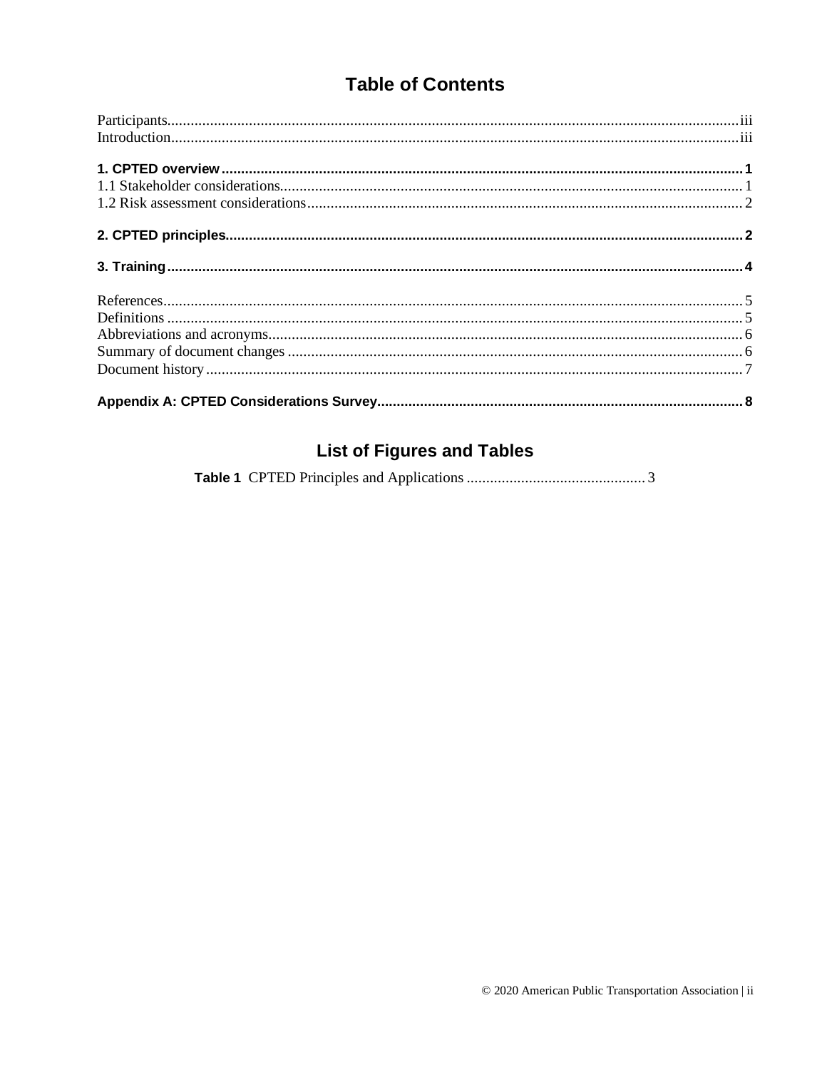# Table of Contents

Participants......iii
Introduction......iii

**1. CPTED overview......1**
1.1 Stakeholder considerations......1
1.2 Risk assessment considerations......2

**2. CPTED principles......2**

**3. Training......4**

References......5
Definitions......5
Abbreviations and acronyms......6
Summary of document changes......6
Document history......7

**Appendix A: CPTED Considerations Survey......8**

# List of Figures and Tables

**Table 1** CPTED Principles and Applications......3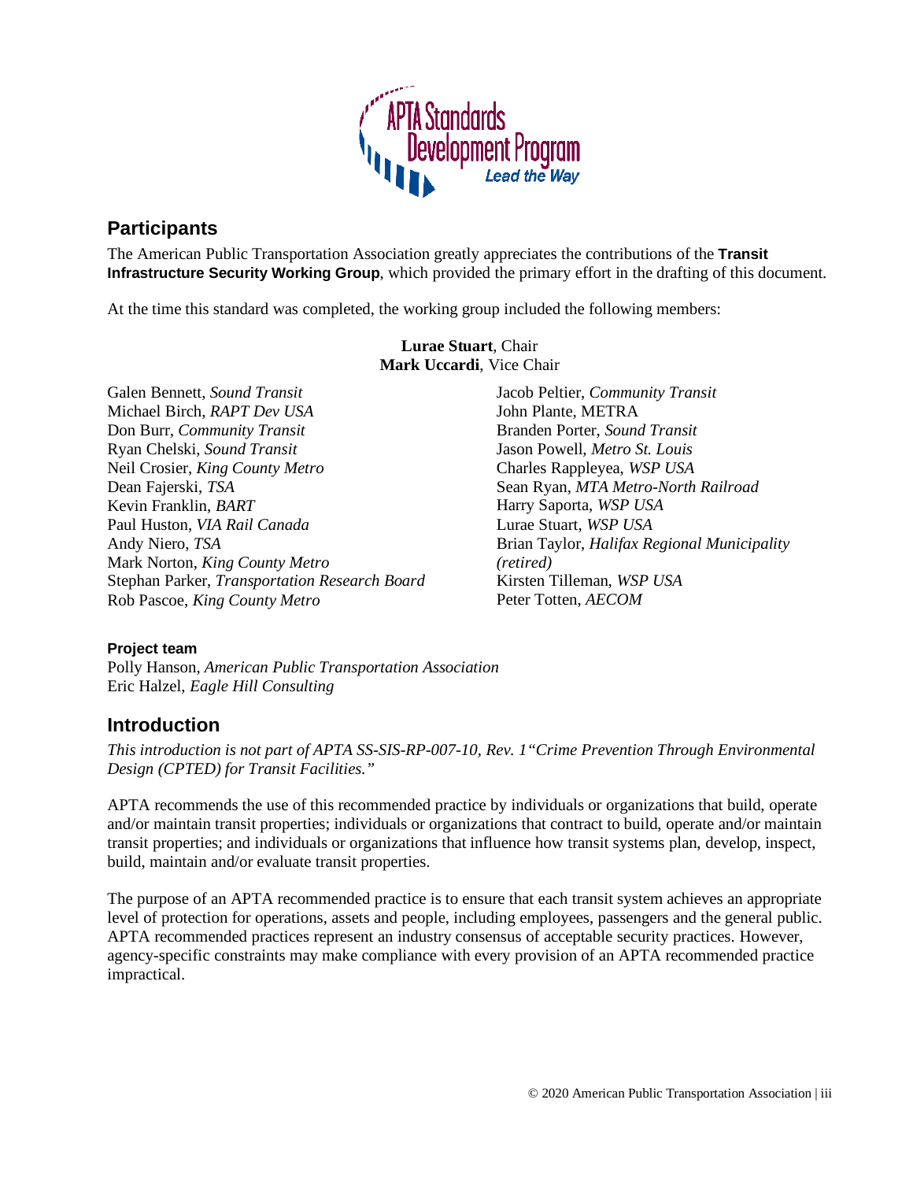## Participants

The American Public Transportation Association greatly appreciates the contributions of the **Transit Infrastructure Security Working Group**, which provided the primary effort in the drafting of this document.

At the time this standard was completed, the working group included the following members:

**Lurae Stuart**, Chair
**Mark Uccardi**, Vice Chair

Galen Bennett, *Sound Transit*
Michael Birch, *RAPT Dev USA*
Don Burr, *Community Transit*
Ryan Chelski, *Sound Transit*
Neil Crosier, *King County Metro*
Dean Fajerski, *TSA*
Kevin Franklin, *BART*
Paul Huston, *VIA Rail Canada*
Andy Niero, *TSA*
Mark Norton, *King County Metro*
Stephan Parker, *Transportation Research Board*
Rob Pascoe, *King County Metro*
Jacob Peltier, *Community Transit*
John Plante, METRA
Branden Porter, *Sound Transit*
Jason Powell, *Metro St. Louis*
Charles Rappleyea, *WSP USA*
Sean Ryan, *MTA Metro-North Railroad*
Harry Saporta, *WSP USA*
Lurae Stuart, *WSP USA*
Brian Taylor, *Halifax Regional Municipality (retired)*
Kirsten Tilleman, *WSP USA*
Peter Totten, *AECOM*

#### Project team

Polly Hanson, *American Public Transportation Association*
Eric Halzel, *Eagle Hill Consulting*

## Introduction

*This introduction is not part of APTA SS-SIS-RP-007-10, Rev. 1"Crime Prevention Through Environmental Design (CPTED) for Transit Facilities."*

APTA recommends the use of this recommended practice by individuals or organizations that build, operate and/or maintain transit properties; individuals or organizations that contract to build, operate and/or maintain transit properties; and individuals or organizations that influence how transit systems plan, develop, inspect, build, maintain and/or evaluate transit properties.

The purpose of an APTA recommended practice is to ensure that each transit system achieves an appropriate level of protection for operations, assets and people, including employees, passengers and the general public. APTA recommended practices represent an industry consensus of acceptable security practices. However, agency-specific constraints may make compliance with every provision of an APTA recommended practice impractical.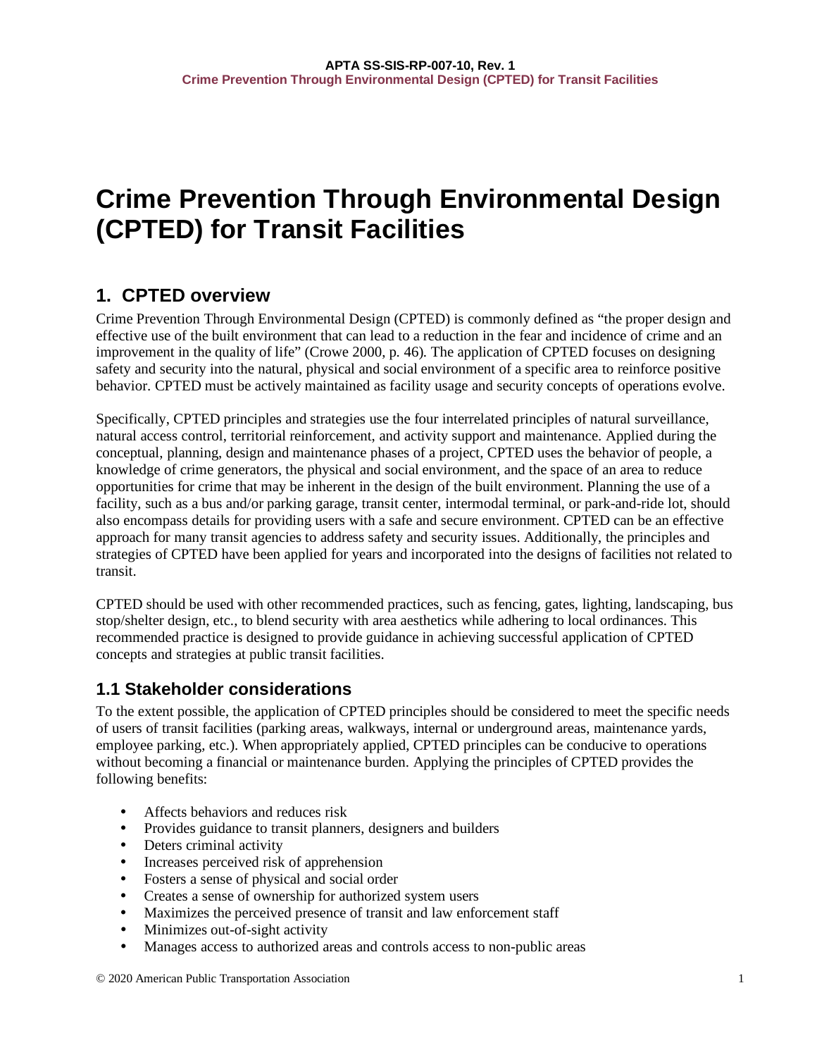# Crime Prevention Through Environmental Design (CPTED) for Transit Facilities

## 1. CPTED overview

Crime Prevention Through Environmental Design (CPTED) is commonly defined as "the proper design and effective use of the built environment that can lead to a reduction in the fear and incidence of crime and an improvement in the quality of life" (Crowe 2000, p. 46). The application of CPTED focuses on designing safety and security into the natural, physical and social environment of a specific area to reinforce positive behavior. CPTED must be actively maintained as facility usage and security concepts of operations evolve.

Specifically, CPTED principles and strategies use the four interrelated principles of natural surveillance, natural access control, territorial reinforcement, and activity support and maintenance. Applied during the conceptual, planning, design and maintenance phases of a project, CPTED uses the behavior of people, a knowledge of crime generators, the physical and social environment, and the space of an area to reduce opportunities for crime that may be inherent in the design of the built environment. Planning the use of a facility, such as a bus and/or parking garage, transit center, intermodal terminal, or park-and-ride lot, should also encompass details for providing users with a safe and secure environment. CPTED can be an effective approach for many transit agencies to address safety and security issues. Additionally, the principles and strategies of CPTED have been applied for years and incorporated into the designs of facilities not related to transit.

CPTED should be used with other recommended practices, such as fencing, gates, lighting, landscaping, bus stop/shelter design, etc., to blend security with area aesthetics while adhering to local ordinances. This recommended practice is designed to provide guidance in achieving successful application of CPTED concepts and strategies at public transit facilities.

### 1.1 Stakeholder considerations

To the extent possible, the application of CPTED principles should be considered to meet the specific needs of users of transit facilities (parking areas, walkways, internal or underground areas, maintenance yards, employee parking, etc.). When appropriately applied, CPTED principles can be conducive to operations without becoming a financial or maintenance burden. Applying the principles of CPTED provides the following benefits:

- Affects behaviors and reduces risk
- Provides guidance to transit planners, designers and builders
- Deters criminal activity
- Increases perceived risk of apprehension
- Fosters a sense of physical and social order
- Creates a sense of ownership for authorized system users
- Maximizes the perceived presence of transit and law enforcement staff
- Minimizes out-of-sight activity
- Manages access to authorized areas and controls access to non-public areas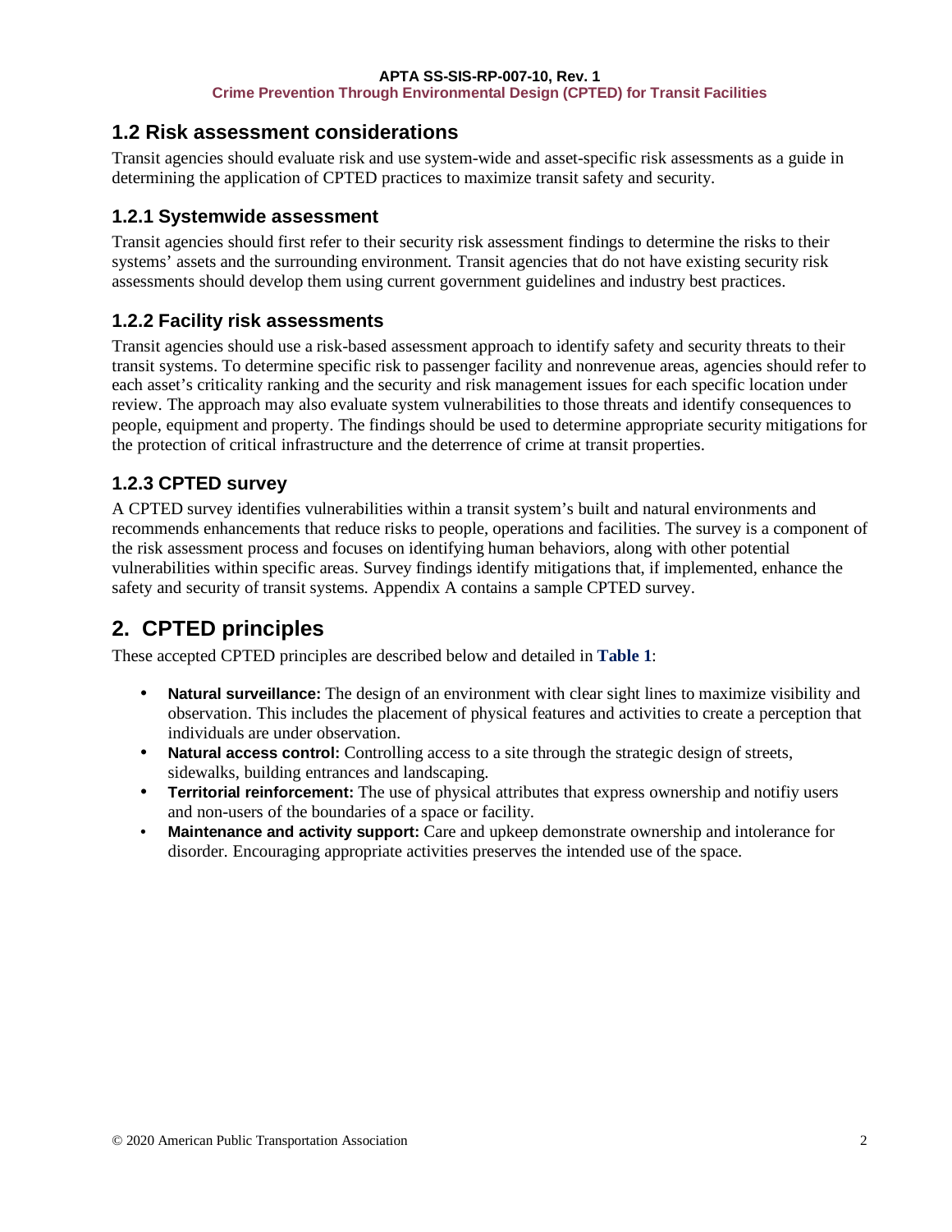## 1.2 Risk assessment considerations

Transit agencies should evaluate risk and use system-wide and asset-specific risk assessments as a guide in determining the application of CPTED practices to maximize transit safety and security.

### 1.2.1 Systemwide assessment

Transit agencies should first refer to their security risk assessment findings to determine the risks to their systems' assets and the surrounding environment. Transit agencies that do not have existing security risk assessments should develop them using current government guidelines and industry best practices.

### 1.2.2 Facility risk assessments

Transit agencies should use a risk-based assessment approach to identify safety and security threats to their transit systems. To determine specific risk to passenger facility and nonrevenue areas, agencies should refer to each asset's criticality ranking and the security and risk management issues for each specific location under review. The approach may also evaluate system vulnerabilities to those threats and identify consequences to people, equipment and property. The findings should be used to determine appropriate security mitigations for the protection of critical infrastructure and the deterrence of crime at transit properties.

### 1.2.3 CPTED survey

A CPTED survey identifies vulnerabilities within a transit system's built and natural environments and recommends enhancements that reduce risks to people, operations and facilities. The survey is a component of the risk assessment process and focuses on identifying human behaviors, along with other potential vulnerabilities within specific areas. Survey findings identify mitigations that, if implemented, enhance the safety and security of transit systems. Appendix A contains a sample CPTED survey.

# 2. CPTED principles

These accepted CPTED principles are described below and detailed in **Table 1**:

- **Natural surveillance:** The design of an environment with clear sight lines to maximize visibility and observation. This includes the placement of physical features and activities to create a perception that individuals are under observation.
- **Natural access control:** Controlling access to a site through the strategic design of streets, sidewalks, building entrances and landscaping.
- **Territorial reinforcement:** The use of physical attributes that express ownership and notifiy users and non-users of the boundaries of a space or facility.
- **Maintenance and activity support:** Care and upkeep demonstrate ownership and intolerance for disorder. Encouraging appropriate activities preserves the intended use of the space.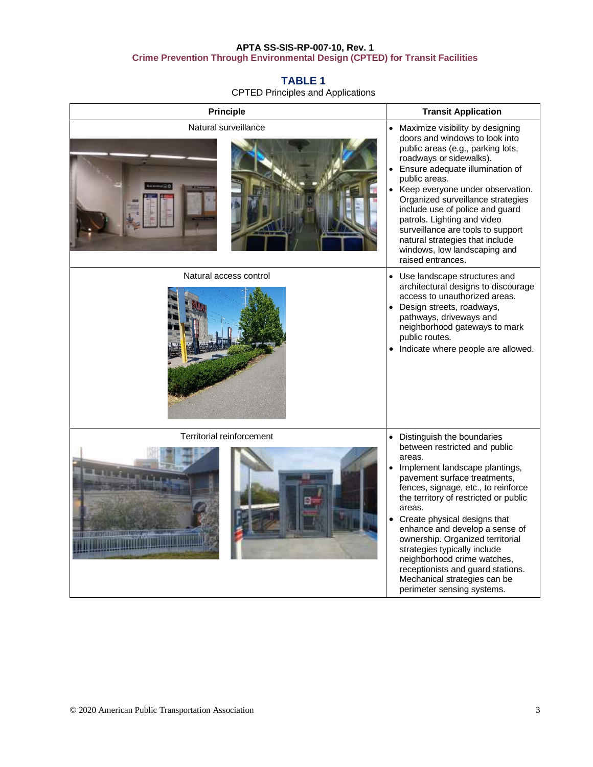**TABLE 1**

CPTED Principles and Applications

| Principle | Transit Application |
|---|---|
| Natural surveillance | • Maximize visibility by designing doors and windows to look into public areas (e.g., parking lots, roadways or sidewalks).<br>• Ensure adequate illumination of public areas.<br>• Keep everyone under observation. Organized surveillance strategies include use of police and guard patrols. Lighting and video surveillance are tools to support natural strategies that include windows, low landscaping and raised entrances. |
| Natural access control | • Use landscape structures and architectural designs to discourage access to unauthorized areas.<br>• Design streets, roadways, pathways, driveways and neighborhood gateways to mark public routes.<br>• Indicate where people are allowed. |
| Territorial reinforcement | • Distinguish the boundaries between restricted and public areas.<br>• Implement landscape plantings, pavement surface treatments, fences, signage, etc., to reinforce the territory of restricted or public areas.<br>• Create physical designs that enhance and develop a sense of ownership. Organized territorial strategies typically include neighborhood crime watches, receptionists and guard stations. Mechanical strategies can be perimeter sensing systems. |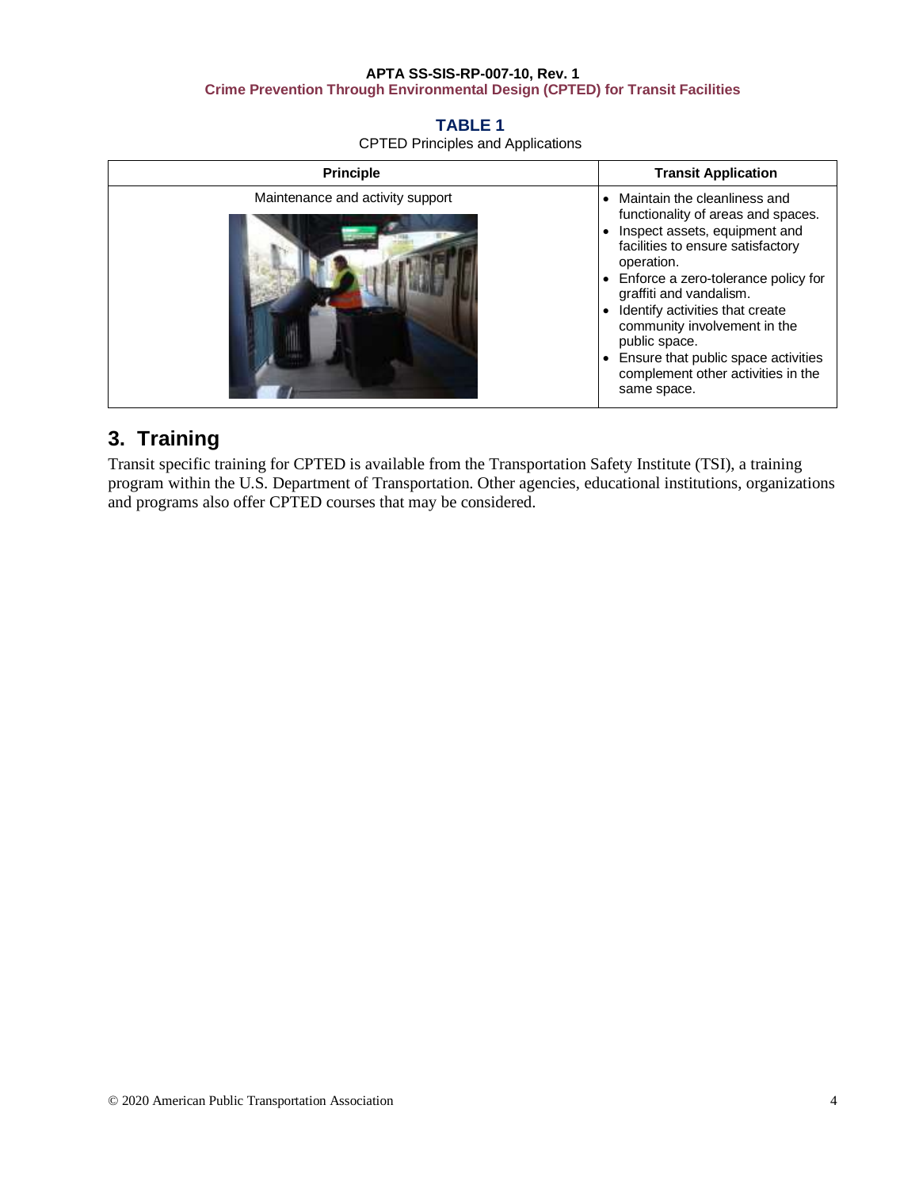**TABLE 1**

CPTED Principles and Applications

| Principle | Transit Application |
|---|---|
| Maintenance and activity support | • Maintain the cleanliness and functionality of areas and spaces.<br>• Inspect assets, equipment and facilities to ensure satisfactory operation.<br>• Enforce a zero-tolerance policy for graffiti and vandalism.<br>• Identify activities that create community involvement in the public space.<br>• Ensure that public space activities complement other activities in the same space. |

## 3. Training

Transit specific training for CPTED is available from the Transportation Safety Institute (TSI), a training program within the U.S. Department of Transportation. Other agencies, educational institutions, organizations and programs also offer CPTED courses that may be considered.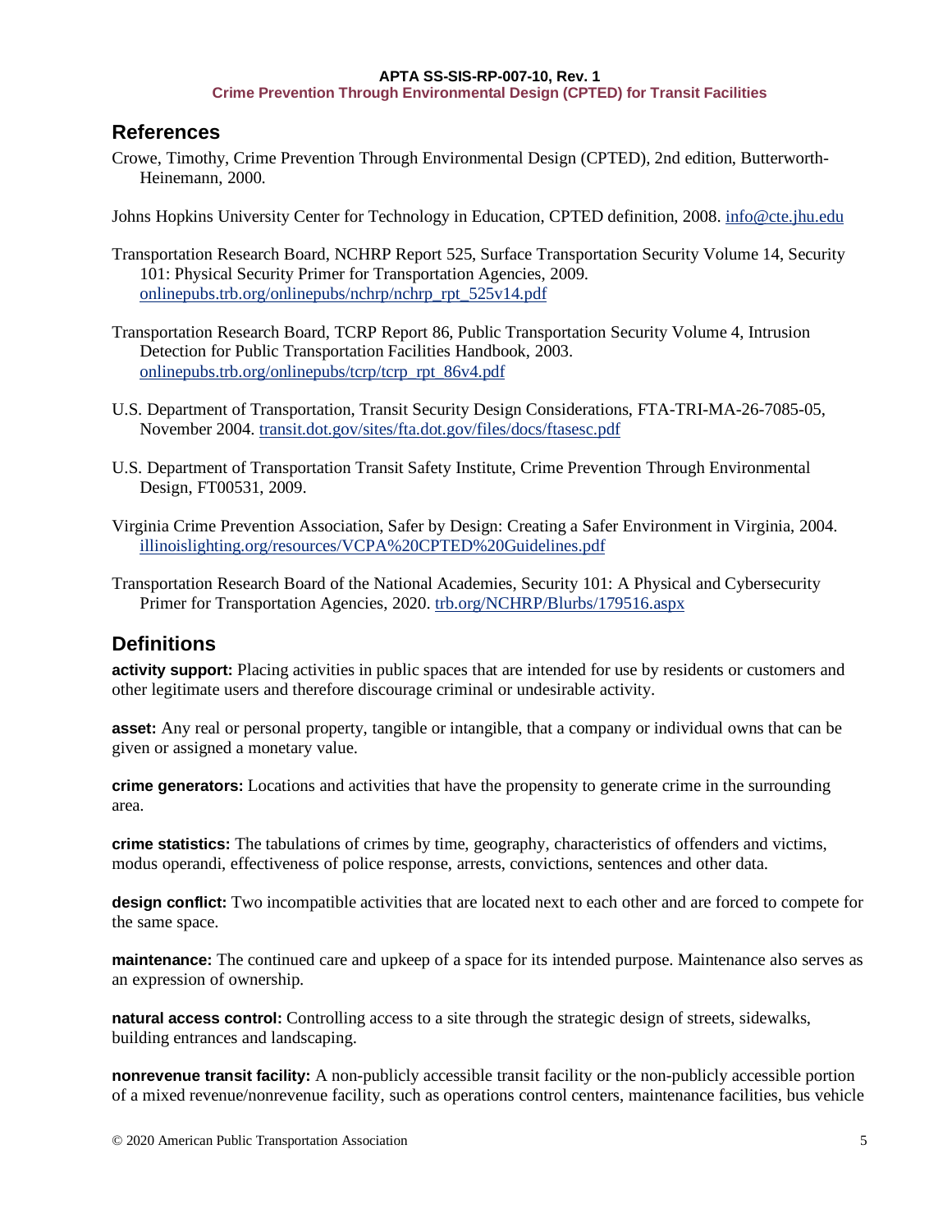## References

Crowe, Timothy, Crime Prevention Through Environmental Design (CPTED), 2nd edition, Butterworth-Heinemann, 2000.

Johns Hopkins University Center for Technology in Education, CPTED definition, 2008. info@cte.jhu.edu

Transportation Research Board, NCHRP Report 525, Surface Transportation Security Volume 14, Security 101: Physical Security Primer for Transportation Agencies, 2009. onlinepubs.trb.org/onlinepubs/nchrp/nchrp_rpt_525v14.pdf

Transportation Research Board, TCRP Report 86, Public Transportation Security Volume 4, Intrusion Detection for Public Transportation Facilities Handbook, 2003. onlinepubs.trb.org/onlinepubs/tcrp/tcrp_rpt_86v4.pdf

U.S. Department of Transportation, Transit Security Design Considerations, FTA-TRI-MA-26-7085-05, November 2004. transit.dot.gov/sites/fta.dot.gov/files/docs/ftasesc.pdf

U.S. Department of Transportation Transit Safety Institute, Crime Prevention Through Environmental Design, FT00531, 2009.

Virginia Crime Prevention Association, Safer by Design: Creating a Safer Environment in Virginia, 2004. illinoislighting.org/resources/VCPA%20CPTED%20Guidelines.pdf

Transportation Research Board of the National Academies, Security 101: A Physical and Cybersecurity Primer for Transportation Agencies, 2020. trb.org/NCHRP/Blurbs/179516.aspx

## Definitions

**activity support:** Placing activities in public spaces that are intended for use by residents or customers and other legitimate users and therefore discourage criminal or undesirable activity.

**asset:** Any real or personal property, tangible or intangible, that a company or individual owns that can be given or assigned a monetary value.

**crime generators:** Locations and activities that have the propensity to generate crime in the surrounding area.

**crime statistics:** The tabulations of crimes by time, geography, characteristics of offenders and victims, modus operandi, effectiveness of police response, arrests, convictions, sentences and other data.

**design conflict:** Two incompatible activities that are located next to each other and are forced to compete for the same space.

**maintenance:** The continued care and upkeep of a space for its intended purpose. Maintenance also serves as an expression of ownership.

**natural access control:** Controlling access to a site through the strategic design of streets, sidewalks, building entrances and landscaping.

**nonrevenue transit facility:** A non-publicly accessible transit facility or the non-publicly accessible portion of a mixed revenue/nonrevenue facility, such as operations control centers, maintenance facilities, bus vehicle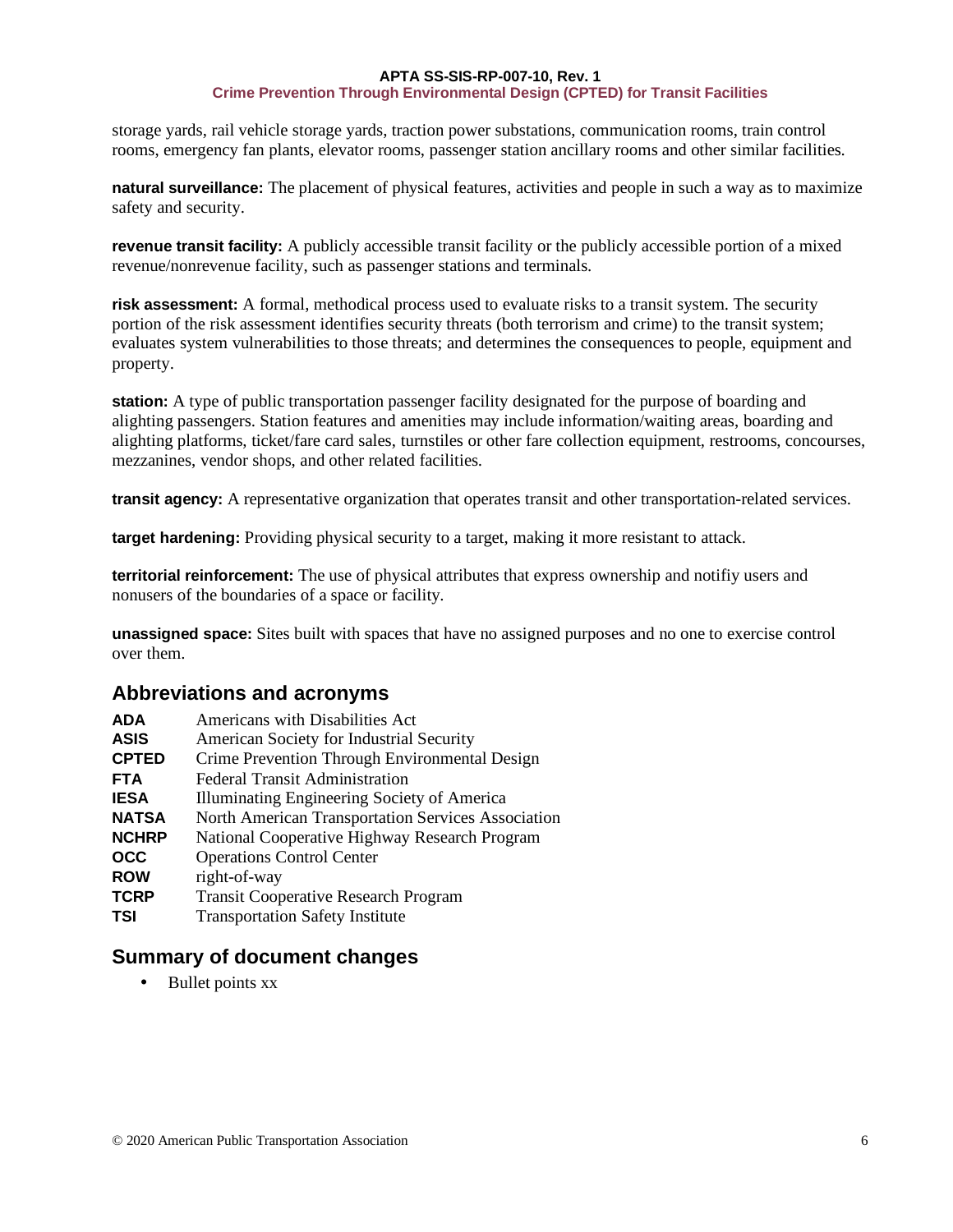storage yards, rail vehicle storage yards, traction power substations, communication rooms, train control rooms, emergency fan plants, elevator rooms, passenger station ancillary rooms and other similar facilities.

**natural surveillance:** The placement of physical features, activities and people in such a way as to maximize safety and security.

**revenue transit facility:** A publicly accessible transit facility or the publicly accessible portion of a mixed revenue/nonrevenue facility, such as passenger stations and terminals.

**risk assessment:** A formal, methodical process used to evaluate risks to a transit system. The security portion of the risk assessment identifies security threats (both terrorism and crime) to the transit system; evaluates system vulnerabilities to those threats; and determines the consequences to people, equipment and property.

**station:** A type of public transportation passenger facility designated for the purpose of boarding and alighting passengers. Station features and amenities may include information/waiting areas, boarding and alighting platforms, ticket/fare card sales, turnstiles or other fare collection equipment, restrooms, concourses, mezzanines, vendor shops, and other related facilities.

**transit agency:** A representative organization that operates transit and other transportation-related services.

**target hardening:** Providing physical security to a target, making it more resistant to attack.

**territorial reinforcement:** The use of physical attributes that express ownership and notifiy users and nonusers of the boundaries of a space or facility.

**unassigned space:** Sites built with spaces that have no assigned purposes and no one to exercise control over them.

## Abbreviations and acronyms

| | |
|---|---|
| **ADA** | Americans with Disabilities Act |
| **ASIS** | American Society for Industrial Security |
| **CPTED** | Crime Prevention Through Environmental Design |
| **FTA** | Federal Transit Administration |
| **IESA** | Illuminating Engineering Society of America |
| **NATSA** | North American Transportation Services Association |
| **NCHRP** | National Cooperative Highway Research Program |
| **OCC** | Operations Control Center |
| **ROW** | right-of-way |
| **TCRP** | Transit Cooperative Research Program |
| **TSI** | Transportation Safety Institute |

## Summary of document changes

- Bullet points xx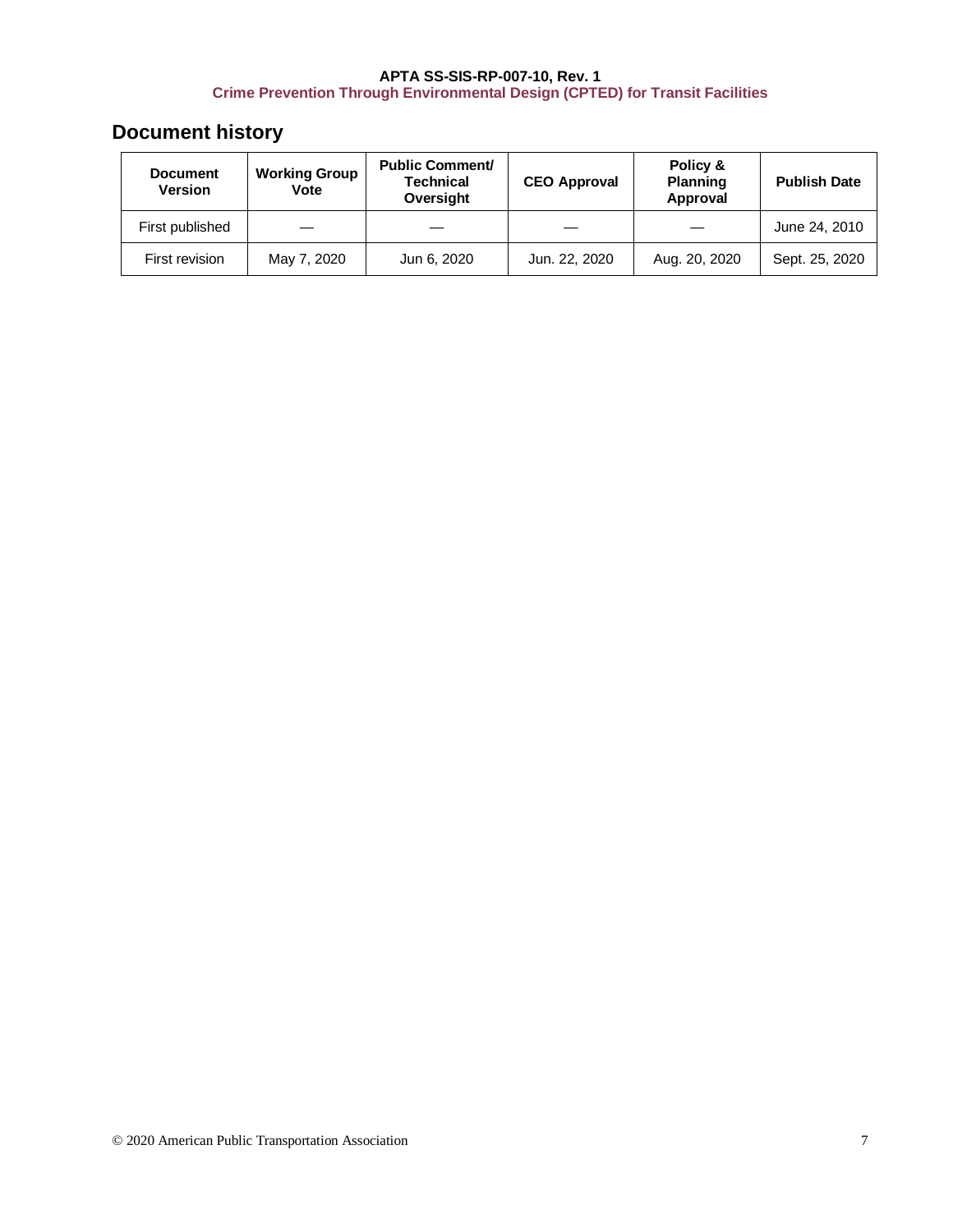## Document history

| Document Version | Working Group Vote | Public Comment/ Technical Oversight | CEO Approval | Policy & Planning Approval | Publish Date |
|---|---|---|---|---|---|
| First published | — | — | — | — | June 24, 2010 |
| First revision | May 7, 2020 | Jun 6, 2020 | Jun. 22, 2020 | Aug. 20, 2020 | Sept. 25, 2020 |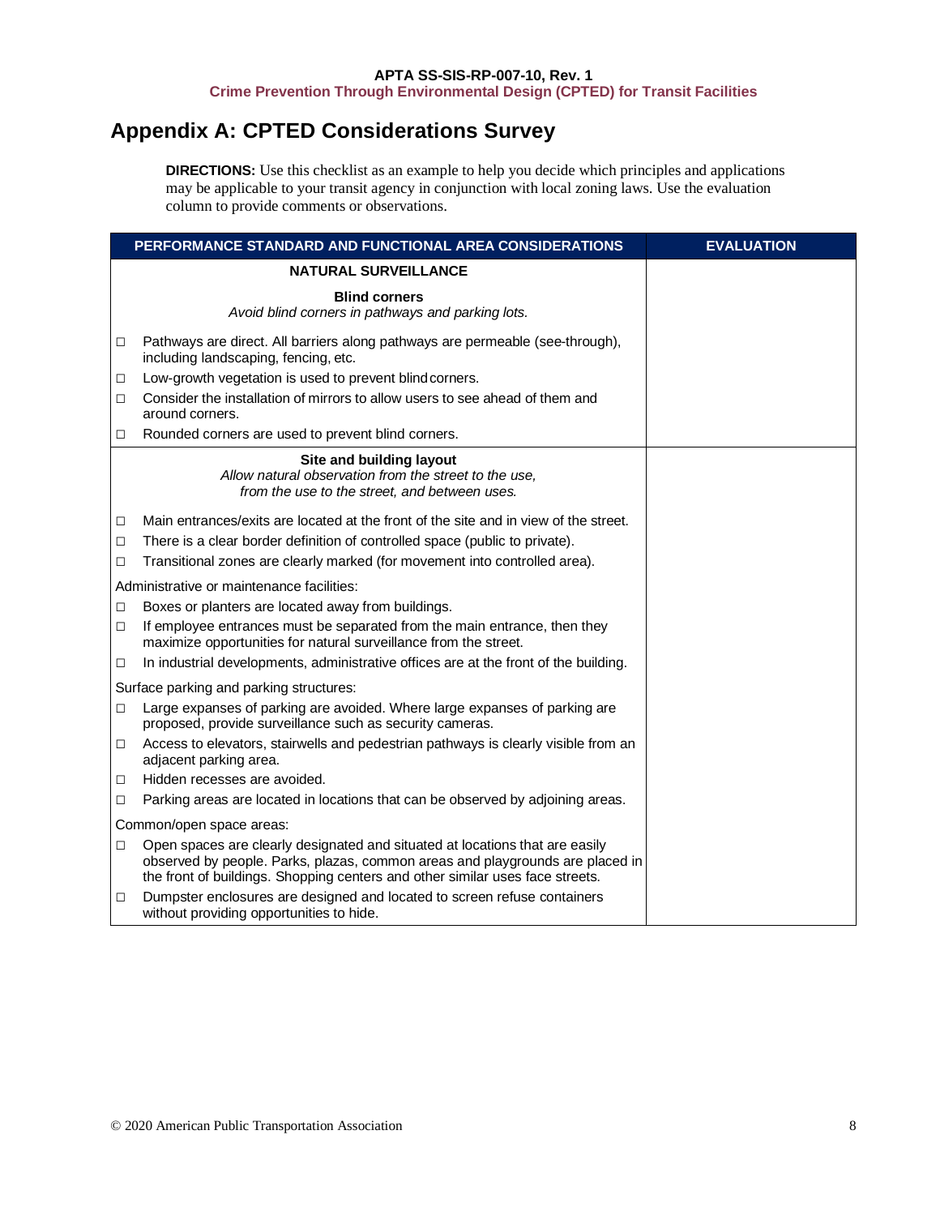## Appendix A: CPTED Considerations Survey

**DIRECTIONS:** Use this checklist as an example to help you decide which principles and applications may be applicable to your transit agency in conjunction with local zoning laws. Use the evaluation column to provide comments or observations.

| PERFORMANCE STANDARD AND FUNCTIONAL AREA CONSIDERATIONS | EVALUATION |
|---|---|
| **NATURAL SURVEILLANCE** | |
| **Blind corners**<br>*Avoid blind corners in pathways and parking lots.*<br><br>☐ Pathways are direct. All barriers along pathways are permeable (see-through), including landscaping, fencing, etc.<br>☐ Low-growth vegetation is used to prevent blind corners.<br>☐ Consider the installation of mirrors to allow users to see ahead of them and around corners.<br>☐ Rounded corners are used to prevent blind corners. | |
| **Site and building layout**<br>*Allow natural observation from the street to the use, from the use to the street, and between uses.*<br><br>☐ Main entrances/exits are located at the front of the site and in view of the street.<br>☐ There is a clear border definition of controlled space (public to private).<br>☐ Transitional zones are clearly marked (for movement into controlled area).<br><br>Administrative or maintenance facilities:<br>☐ Boxes or planters are located away from buildings.<br>☐ If employee entrances must be separated from the main entrance, then they maximize opportunities for natural surveillance from the street.<br>☐ In industrial developments, administrative offices are at the front of the building.<br><br>Surface parking and parking structures:<br>☐ Large expanses of parking are avoided. Where large expanses of parking are proposed, provide surveillance such as security cameras.<br>☐ Access to elevators, stairwells and pedestrian pathways is clearly visible from an adjacent parking area.<br>☐ Hidden recesses are avoided.<br>☐ Parking areas are located in locations that can be observed by adjoining areas.<br><br>Common/open space areas:<br>☐ Open spaces are clearly designated and situated at locations that are easily observed by people. Parks, plazas, common areas and playgrounds are placed in the front of buildings. Shopping centers and other similar uses face streets.<br>☐ Dumpster enclosures are designed and located to screen refuse containers without providing opportunities to hide. | |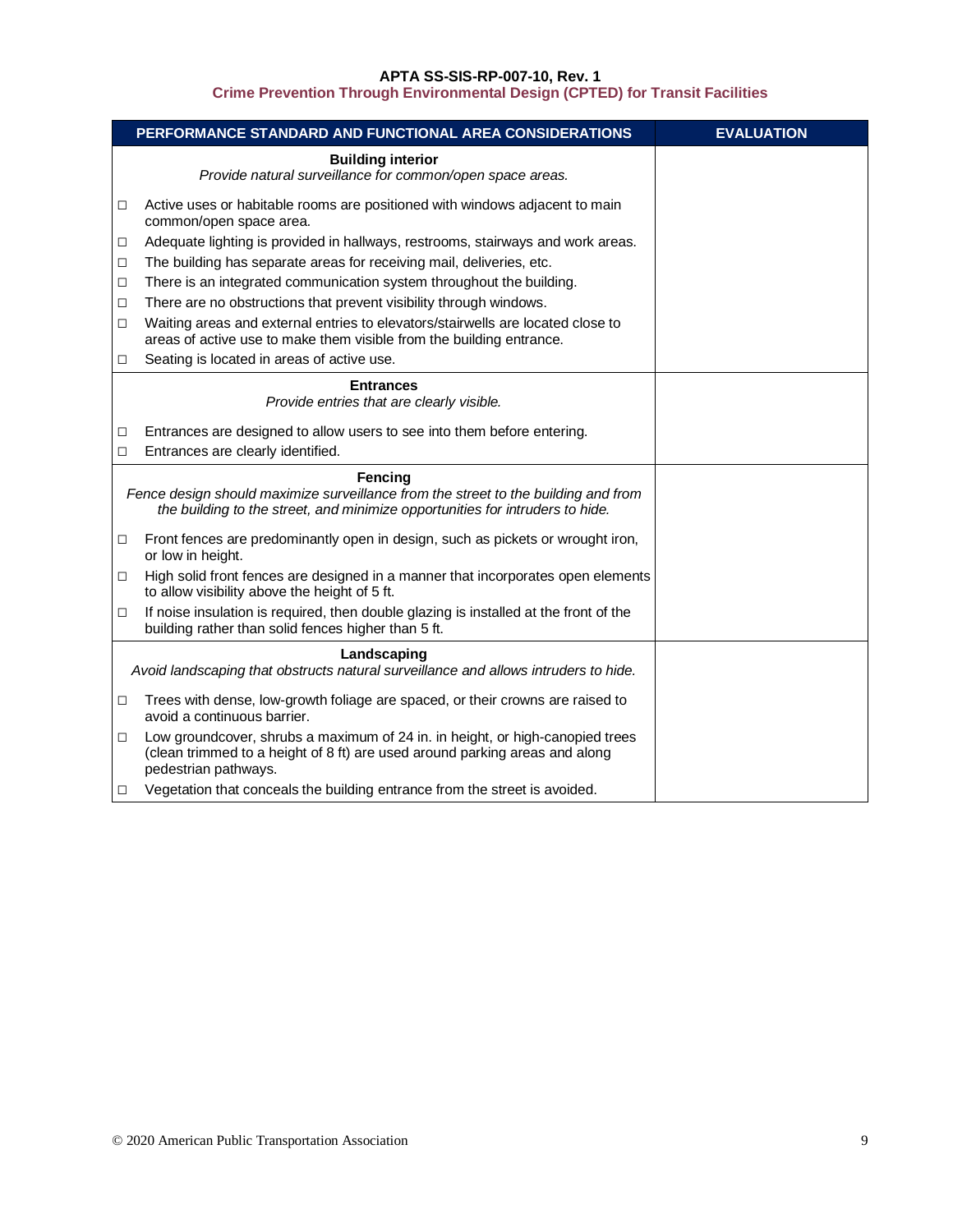| PERFORMANCE STANDARD AND FUNCTIONAL AREA CONSIDERATIONS | EVALUATION |
|---|---|
| **Building interior**<br>*Provide natural surveillance for common/open space areas.*<br>☐ Active uses or habitable rooms are positioned with windows adjacent to main common/open space area.<br>☐ Adequate lighting is provided in hallways, restrooms, stairways and work areas.<br>☐ The building has separate areas for receiving mail, deliveries, etc.<br>☐ There is an integrated communication system throughout the building.<br>☐ There are no obstructions that prevent visibility through windows.<br>☐ Waiting areas and external entries to elevators/stairwells are located close to areas of active use to make them visible from the building entrance.<br>☐ Seating is located in areas of active use. | |
| **Entrances**<br>*Provide entries that are clearly visible.*<br>☐ Entrances are designed to allow users to see into them before entering.<br>☐ Entrances are clearly identified. | |
| **Fencing**<br>*Fence design should maximize surveillance from the street to the building and from the building to the street, and minimize opportunities for intruders to hide.*<br>☐ Front fences are predominantly open in design, such as pickets or wrought iron, or low in height.<br>☐ High solid front fences are designed in a manner that incorporates open elements to allow visibility above the height of 5 ft.<br>☐ If noise insulation is required, then double glazing is installed at the front of the building rather than solid fences higher than 5 ft. | |
| **Landscaping**<br>*Avoid landscaping that obstructs natural surveillance and allows intruders to hide.*<br>☐ Trees with dense, low-growth foliage are spaced, or their crowns are raised to avoid a continuous barrier.<br>☐ Low groundcover, shrubs a maximum of 24 in. in height, or high-canopied trees (clean trimmed to a height of 8 ft) are used around parking areas and along pedestrian pathways.<br>☐ Vegetation that conceals the building entrance from the street is avoided. | |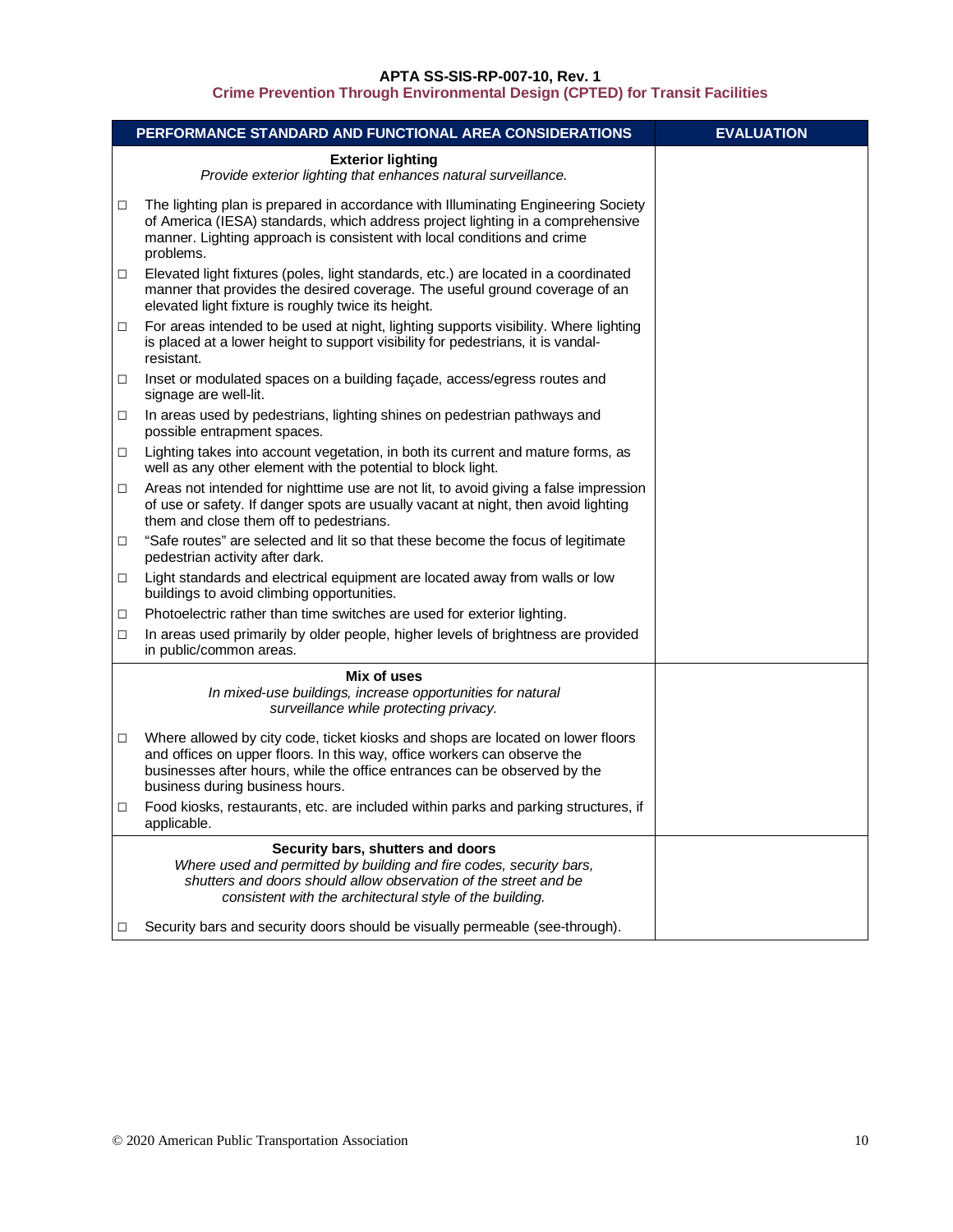| PERFORMANCE STANDARD AND FUNCTIONAL AREA CONSIDERATIONS | EVALUATION |
|---|---|
| **Exterior lighting**<br>*Provide exterior lighting that enhances natural surveillance.* | |
| ☐ The lighting plan is prepared in accordance with Illuminating Engineering Society of America (IESA) standards, which address project lighting in a comprehensive manner. Lighting approach is consistent with local conditions and crime problems. | |
| ☐ Elevated light fixtures (poles, light standards, etc.) are located in a coordinated manner that provides the desired coverage. The useful ground coverage of an elevated light fixture is roughly twice its height. | |
| ☐ For areas intended to be used at night, lighting supports visibility. Where lighting is placed at a lower height to support visibility for pedestrians, it is vandal-resistant. | |
| ☐ Inset or modulated spaces on a building façade, access/egress routes and signage are well-lit. | |
| ☐ In areas used by pedestrians, lighting shines on pedestrian pathways and possible entrapment spaces. | |
| ☐ Lighting takes into account vegetation, in both its current and mature forms, as well as any other element with the potential to block light. | |
| ☐ Areas not intended for nighttime use are not lit, to avoid giving a false impression of use or safety. If danger spots are usually vacant at night, then avoid lighting them and close them off to pedestrians. | |
| ☐ "Safe routes" are selected and lit so that these become the focus of legitimate pedestrian activity after dark. | |
| ☐ Light standards and electrical equipment are located away from walls or low buildings to avoid climbing opportunities. | |
| ☐ Photoelectric rather than time switches are used for exterior lighting. | |
| ☐ In areas used primarily by older people, higher levels of brightness are provided in public/common areas. | |
| **Mix of uses**<br>*In mixed-use buildings, increase opportunities for natural surveillance while protecting privacy.* | |
| ☐ Where allowed by city code, ticket kiosks and shops are located on lower floors and offices on upper floors. In this way, office workers can observe the businesses after hours, while the office entrances can be observed by the business during business hours. | |
| ☐ Food kiosks, restaurants, etc. are included within parks and parking structures, if applicable. | |
| **Security bars, shutters and doors**<br>*Where used and permitted by building and fire codes, security bars, shutters and doors should allow observation of the street and be consistent with the architectural style of the building.* | |
| ☐ Security bars and security doors should be visually permeable (see-through). | |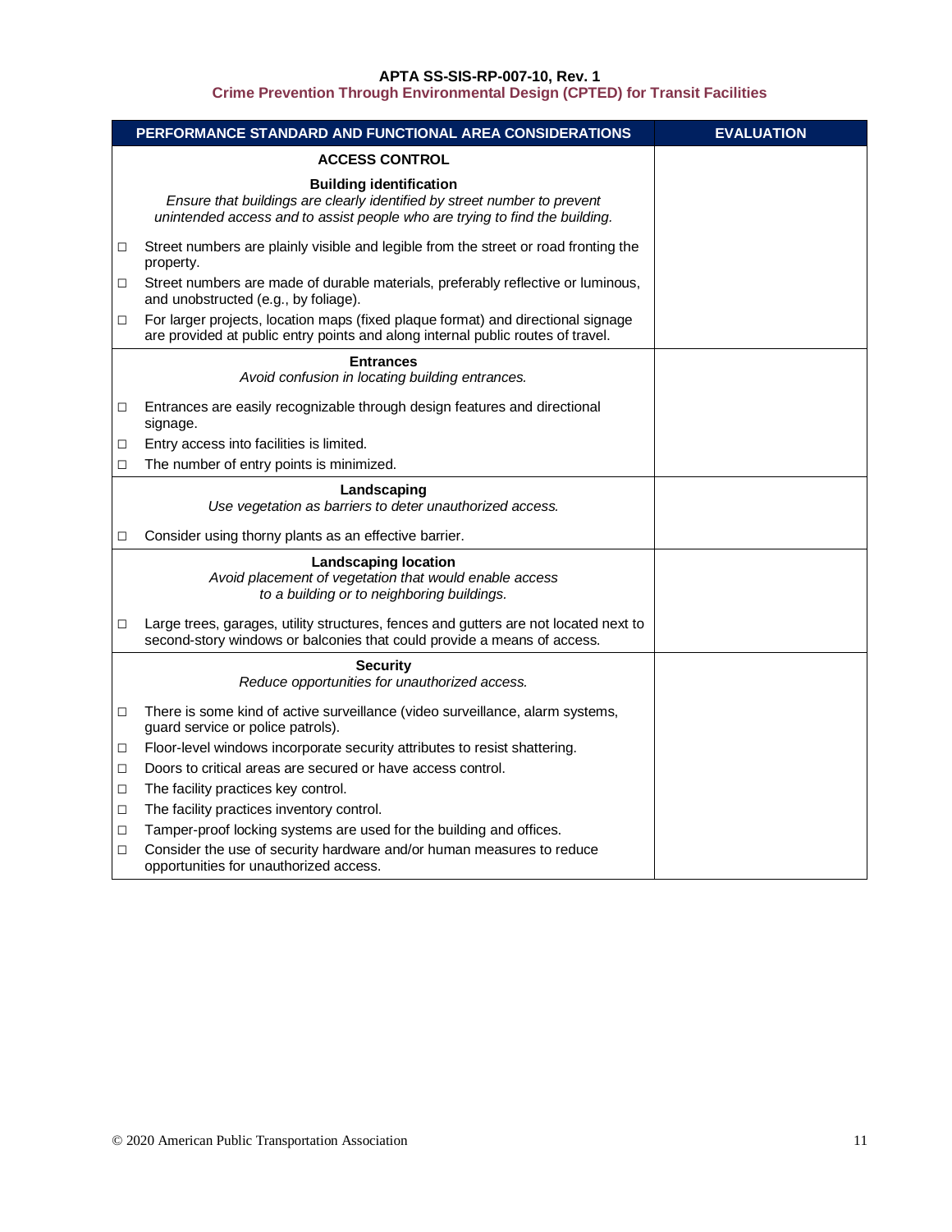| PERFORMANCE STANDARD AND FUNCTIONAL AREA CONSIDERATIONS | EVALUATION |
|---|---|
| **ACCESS CONTROL** | |
| **Building identification**<br>*Ensure that buildings are clearly identified by street number to prevent unintended access and to assist people who are trying to find the building.*<br><br>□ Street numbers are plainly visible and legible from the street or road fronting the property.<br>□ Street numbers are made of durable materials, preferably reflective or luminous, and unobstructed (e.g., by foliage).<br>□ For larger projects, location maps (fixed plaque format) and directional signage are provided at public entry points and along internal public routes of travel. | |
| **Entrances**<br>*Avoid confusion in locating building entrances.*<br><br>□ Entrances are easily recognizable through design features and directional signage.<br>□ Entry access into facilities is limited.<br>□ The number of entry points is minimized. | |
| **Landscaping**<br>*Use vegetation as barriers to deter unauthorized access.*<br><br>□ Consider using thorny plants as an effective barrier. | |
| **Landscaping location**<br>*Avoid placement of vegetation that would enable access to a building or to neighboring buildings.*<br><br>□ Large trees, garages, utility structures, fences and gutters are not located next to second-story windows or balconies that could provide a means of access. | |
| **Security**<br>*Reduce opportunities for unauthorized access.*<br><br>□ There is some kind of active surveillance (video surveillance, alarm systems, guard service or police patrols).<br>□ Floor-level windows incorporate security attributes to resist shattering.<br>□ Doors to critical areas are secured or have access control.<br>□ The facility practices key control.<br>□ The facility practices inventory control.<br>□ Tamper-proof locking systems are used for the building and offices.<br>□ Consider the use of security hardware and/or human measures to reduce opportunities for unauthorized access. | |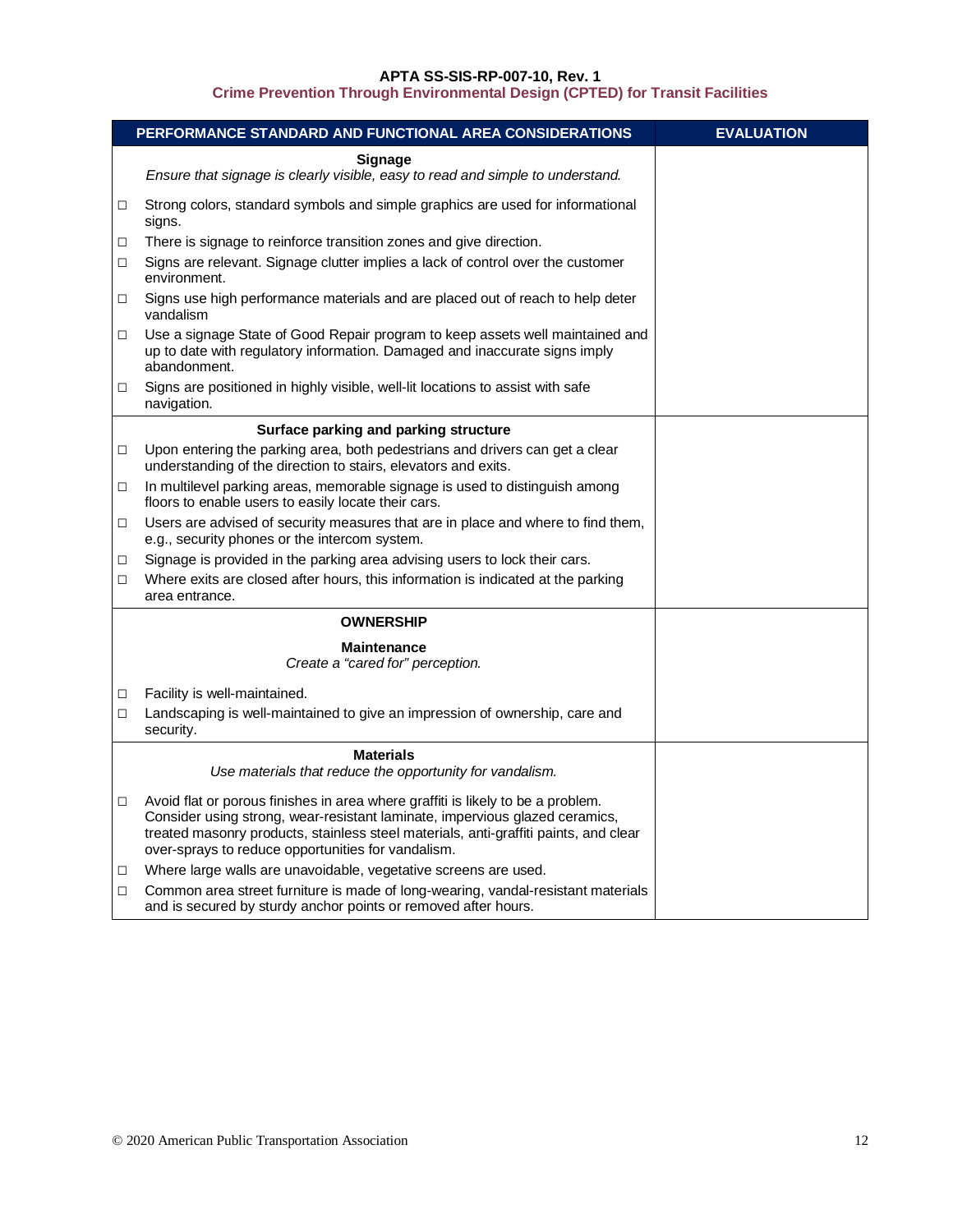| PERFORMANCE STANDARD AND FUNCTIONAL AREA CONSIDERATIONS | EVALUATION |
|---|---|
| **Signage**<br>*Ensure that signage is clearly visible, easy to read and simple to understand.* | |
| ☐ Strong colors, standard symbols and simple graphics are used for informational signs. | |
| ☐ There is signage to reinforce transition zones and give direction. | |
| ☐ Signs are relevant. Signage clutter implies a lack of control over the customer environment. | |
| ☐ Signs use high performance materials and are placed out of reach to help deter vandalism | |
| ☐ Use a signage State of Good Repair program to keep assets well maintained and up to date with regulatory information. Damaged and inaccurate signs imply abandonment. | |
| ☐ Signs are positioned in highly visible, well-lit locations to assist with safe navigation. | |
| **Surface parking and parking structure** | |
| ☐ Upon entering the parking area, both pedestrians and drivers can get a clear understanding of the direction to stairs, elevators and exits. | |
| ☐ In multilevel parking areas, memorable signage is used to distinguish among floors to enable users to easily locate their cars. | |
| ☐ Users are advised of security measures that are in place and where to find them, e.g., security phones or the intercom system. | |
| ☐ Signage is provided in the parking area advising users to lock their cars. | |
| ☐ Where exits are closed after hours, this information is indicated at the parking area entrance. | |
| **OWNERSHIP** | |
| **Maintenance**<br>*Create a "cared for" perception.* | |
| ☐ Facility is well-maintained. | |
| ☐ Landscaping is well-maintained to give an impression of ownership, care and security. | |
| **Materials**<br>*Use materials that reduce the opportunity for vandalism.* | |
| ☐ Avoid flat or porous finishes in area where graffiti is likely to be a problem. Consider using strong, wear-resistant laminate, impervious glazed ceramics, treated masonry products, stainless steel materials, anti-graffiti paints, and clear over-sprays to reduce opportunities for vandalism. | |
| ☐ Where large walls are unavoidable, vegetative screens are used. | |
| ☐ Common area street furniture is made of long-wearing, vandal-resistant materials and is secured by sturdy anchor points or removed after hours. | |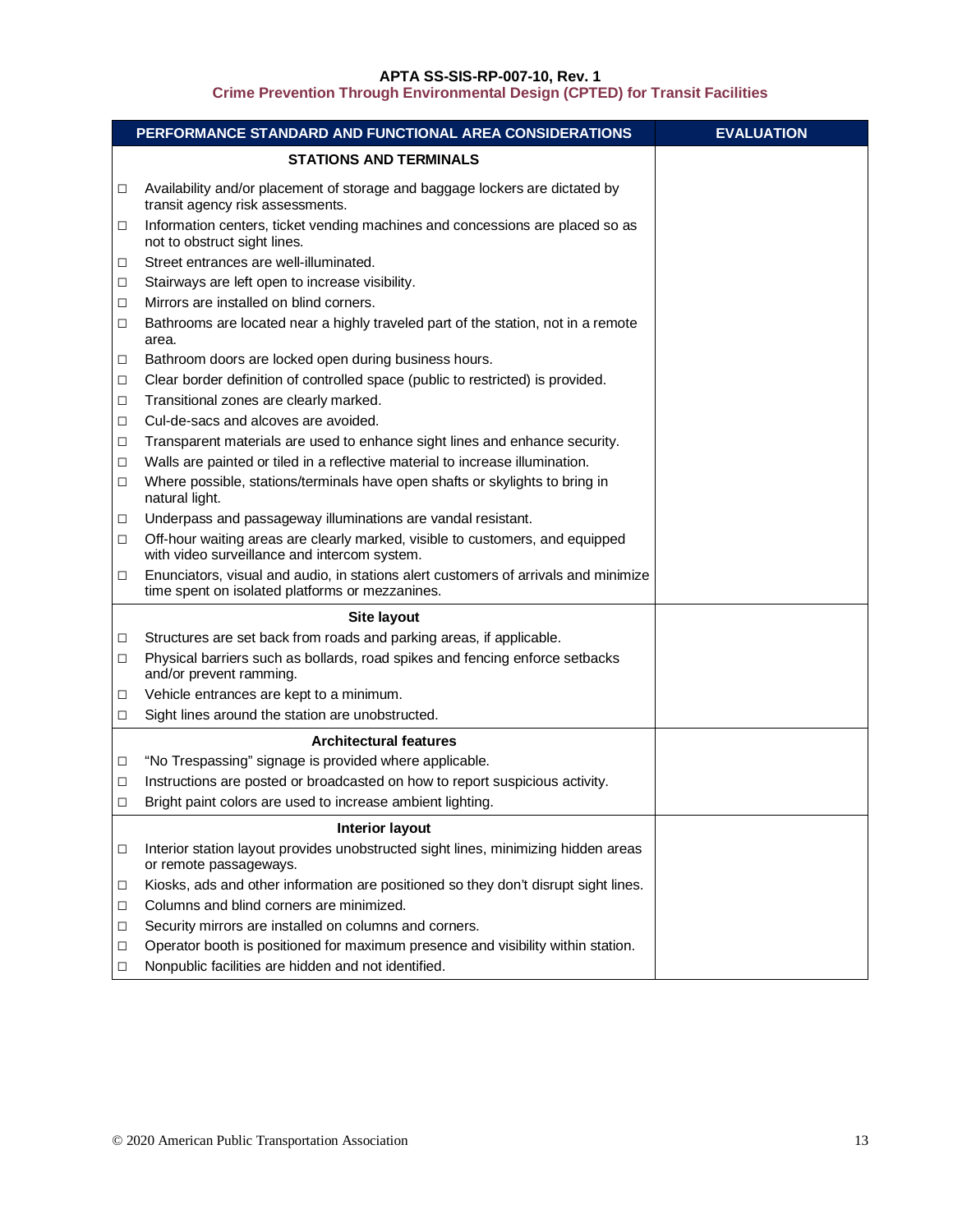| PERFORMANCE STANDARD AND FUNCTIONAL AREA CONSIDERATIONS | EVALUATION |
|---|---|
| **STATIONS AND TERMINALS** | |
| ☐ Availability and/or placement of storage and baggage lockers are dictated by transit agency risk assessments.<br>☐ Information centers, ticket vending machines and concessions are placed so as not to obstruct sight lines.<br>☐ Street entrances are well-illuminated.<br>☐ Stairways are left open to increase visibility.<br>☐ Mirrors are installed on blind corners.<br>☐ Bathrooms are located near a highly traveled part of the station, not in a remote area.<br>☐ Bathroom doors are locked open during business hours.<br>☐ Clear border definition of controlled space (public to restricted) is provided.<br>☐ Transitional zones are clearly marked.<br>☐ Cul-de-sacs and alcoves are avoided.<br>☐ Transparent materials are used to enhance sight lines and enhance security.<br>☐ Walls are painted or tiled in a reflective material to increase illumination.<br>☐ Where possible, stations/terminals have open shafts or skylights to bring in natural light.<br>☐ Underpass and passageway illuminations are vandal resistant.<br>☐ Off-hour waiting areas are clearly marked, visible to customers, and equipped with video surveillance and intercom system.<br>☐ Enunciators, visual and audio, in stations alert customers of arrivals and minimize time spent on isolated platforms or mezzanines. | |
| **Site layout** | |
| ☐ Structures are set back from roads and parking areas, if applicable.<br>☐ Physical barriers such as bollards, road spikes and fencing enforce setbacks and/or prevent ramming.<br>☐ Vehicle entrances are kept to a minimum.<br>☐ Sight lines around the station are unobstructed. | |
| **Architectural features** | |
| ☐ "No Trespassing" signage is provided where applicable.<br>☐ Instructions are posted or broadcasted on how to report suspicious activity.<br>☐ Bright paint colors are used to increase ambient lighting. | |
| **Interior layout** | |
| ☐ Interior station layout provides unobstructed sight lines, minimizing hidden areas or remote passageways.<br>☐ Kiosks, ads and other information are positioned so they don't disrupt sight lines.<br>☐ Columns and blind corners are minimized.<br>☐ Security mirrors are installed on columns and corners.<br>☐ Operator booth is positioned for maximum presence and visibility within station.<br>☐ Nonpublic facilities are hidden and not identified. | |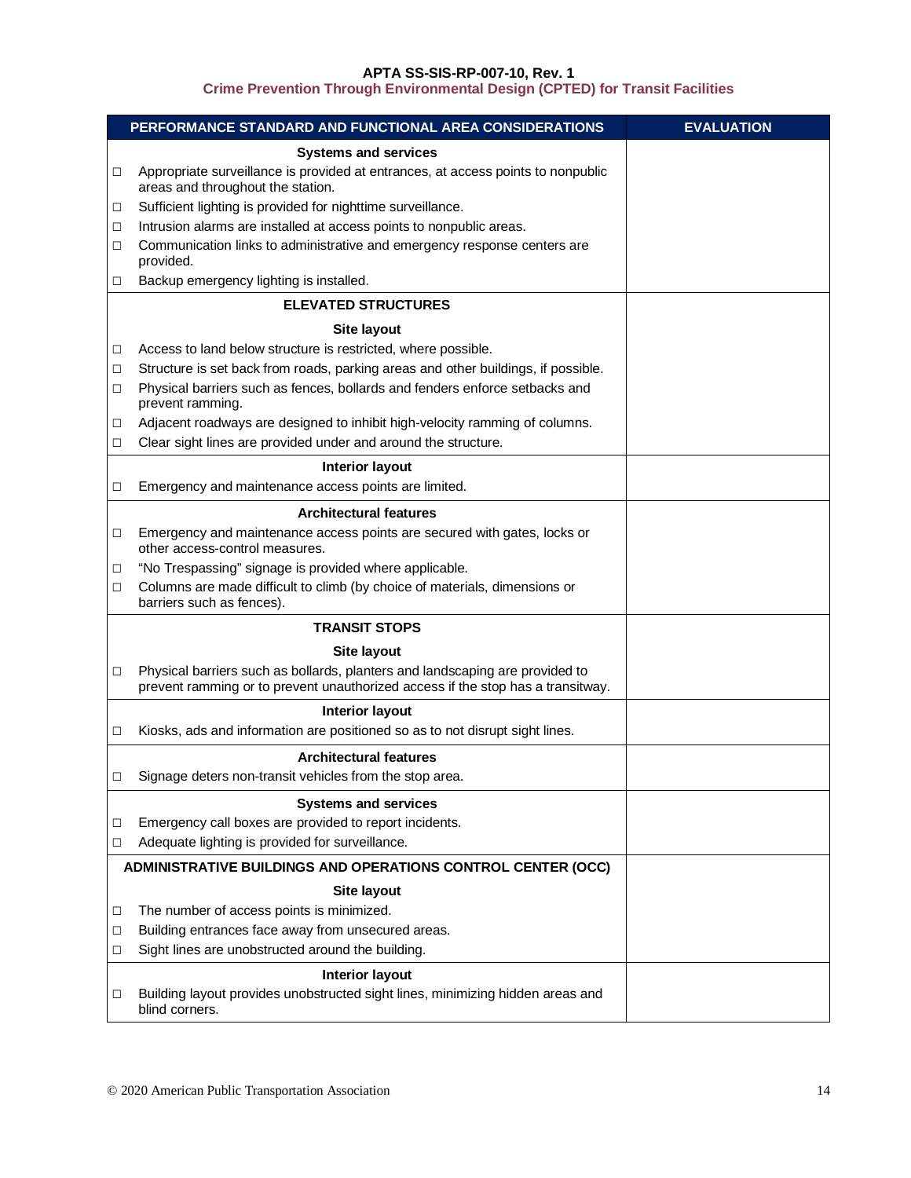| PERFORMANCE STANDARD AND FUNCTIONAL AREA CONSIDERATIONS | EVALUATION |
|---|---|
| **Systems and services** | |
| ☐ Appropriate surveillance is provided at entrances, at access points to nonpublic areas and throughout the station. | |
| ☐ Sufficient lighting is provided for nighttime surveillance. | |
| ☐ Intrusion alarms are installed at access points to nonpublic areas. | |
| ☐ Communication links to administrative and emergency response centers are provided. | |
| ☐ Backup emergency lighting is installed. | |
| **ELEVATED STRUCTURES** | |
| **Site layout** | |
| ☐ Access to land below structure is restricted, where possible. | |
| ☐ Structure is set back from roads, parking areas and other buildings, if possible. | |
| ☐ Physical barriers such as fences, bollards and fenders enforce setbacks and prevent ramming. | |
| ☐ Adjacent roadways are designed to inhibit high-velocity ramming of columns. | |
| ☐ Clear sight lines are provided under and around the structure. | |
| **Interior layout** | |
| ☐ Emergency and maintenance access points are limited. | |
| **Architectural features** | |
| ☐ Emergency and maintenance access points are secured with gates, locks or other access-control measures. | |
| ☐ "No Trespassing" signage is provided where applicable. | |
| ☐ Columns are made difficult to climb (by choice of materials, dimensions or barriers such as fences). | |
| **TRANSIT STOPS** | |
| **Site layout** | |
| ☐ Physical barriers such as bollards, planters and landscaping are provided to prevent ramming or to prevent unauthorized access if the stop has a transitway. | |
| **Interior layout** | |
| ☐ Kiosks, ads and information are positioned so as to not disrupt sight lines. | |
| **Architectural features** | |
| ☐ Signage deters non-transit vehicles from the stop area. | |
| **Systems and services** | |
| ☐ Emergency call boxes are provided to report incidents. | |
| ☐ Adequate lighting is provided for surveillance. | |
| **ADMINISTRATIVE BUILDINGS AND OPERATIONS CONTROL CENTER (OCC)** | |
| **Site layout** | |
| ☐ The number of access points is minimized. | |
| ☐ Building entrances face away from unsecured areas. | |
| ☐ Sight lines are unobstructed around the building. | |
| **Interior layout** | |
| ☐ Building layout provides unobstructed sight lines, minimizing hidden areas and blind corners. | |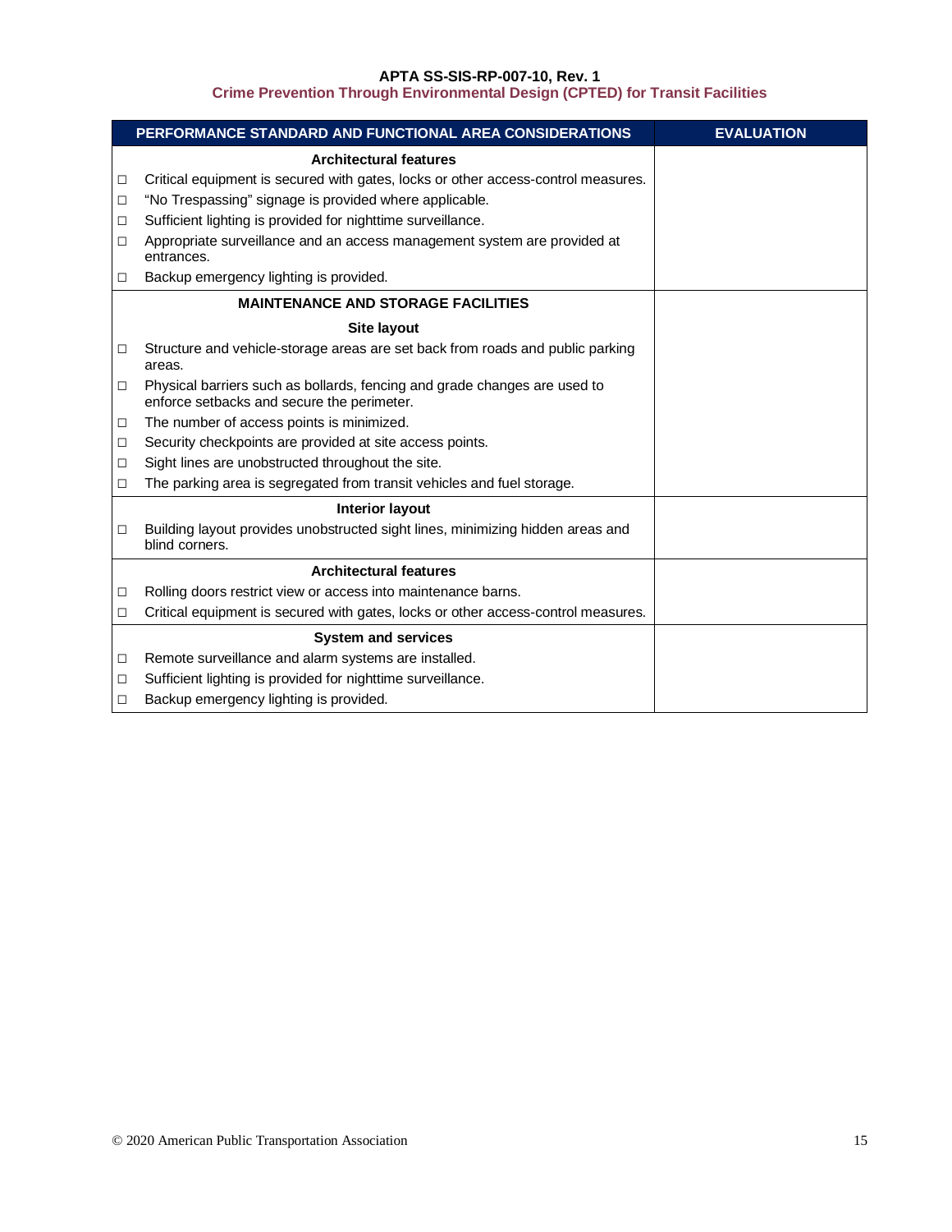| PERFORMANCE STANDARD AND FUNCTIONAL AREA CONSIDERATIONS | EVALUATION |
|---|---|
| **Architectural features** | |
| ☐ Critical equipment is secured with gates, locks or other access-control measures. | |
| ☐ “No Trespassing” signage is provided where applicable. | |
| ☐ Sufficient lighting is provided for nighttime surveillance. | |
| ☐ Appropriate surveillance and an access management system are provided at entrances. | |
| ☐ Backup emergency lighting is provided. | |
| **MAINTENANCE AND STORAGE FACILITIES** | |
| **Site layout** | |
| ☐ Structure and vehicle-storage areas are set back from roads and public parking areas. | |
| ☐ Physical barriers such as bollards, fencing and grade changes are used to enforce setbacks and secure the perimeter. | |
| ☐ The number of access points is minimized. | |
| ☐ Security checkpoints are provided at site access points. | |
| ☐ Sight lines are unobstructed throughout the site. | |
| ☐ The parking area is segregated from transit vehicles and fuel storage. | |
| **Interior layout** | |
| ☐ Building layout provides unobstructed sight lines, minimizing hidden areas and blind corners. | |
| **Architectural features** | |
| ☐ Rolling doors restrict view or access into maintenance barns. | |
| ☐ Critical equipment is secured with gates, locks or other access-control measures. | |
| **System and services** | |
| ☐ Remote surveillance and alarm systems are installed. | |
| ☐ Sufficient lighting is provided for nighttime surveillance. | |
| ☐ Backup emergency lighting is provided. | |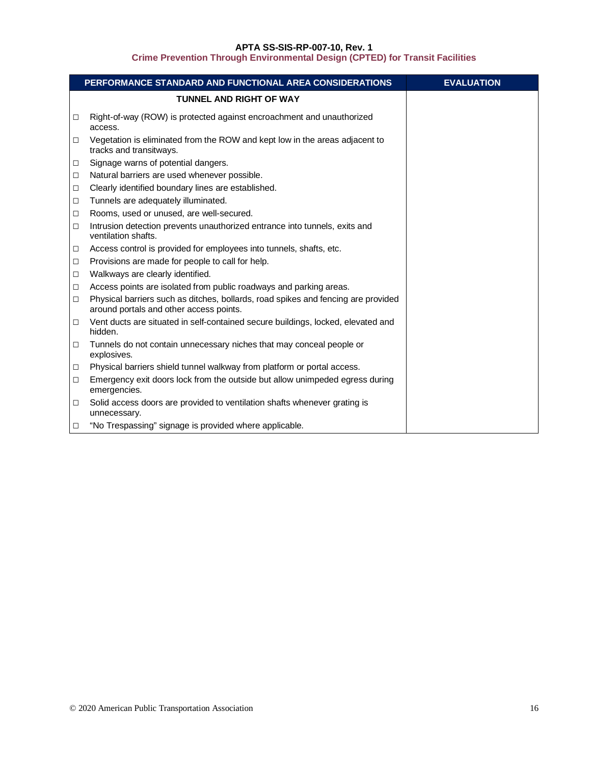| PERFORMANCE STANDARD AND FUNCTIONAL AREA CONSIDERATIONS | EVALUATION |
|---|---|
| **TUNNEL AND RIGHT OF WAY** | |
| ☐ Right-of-way (ROW) is protected against encroachment and unauthorized access. | |
| ☐ Vegetation is eliminated from the ROW and kept low in the areas adjacent to tracks and transitways. | |
| ☐ Signage warns of potential dangers. | |
| ☐ Natural barriers are used whenever possible. | |
| ☐ Clearly identified boundary lines are established. | |
| ☐ Tunnels are adequately illuminated. | |
| ☐ Rooms, used or unused, are well-secured. | |
| ☐ Intrusion detection prevents unauthorized entrance into tunnels, exits and ventilation shafts. | |
| ☐ Access control is provided for employees into tunnels, shafts, etc. | |
| ☐ Provisions are made for people to call for help. | |
| ☐ Walkways are clearly identified. | |
| ☐ Access points are isolated from public roadways and parking areas. | |
| ☐ Physical barriers such as ditches, bollards, road spikes and fencing are provided around portals and other access points. | |
| ☐ Vent ducts are situated in self-contained secure buildings, locked, elevated and hidden. | |
| ☐ Tunnels do not contain unnecessary niches that may conceal people or explosives. | |
| ☐ Physical barriers shield tunnel walkway from platform or portal access. | |
| ☐ Emergency exit doors lock from the outside but allow unimpeded egress during emergencies. | |
| ☐ Solid access doors are provided to ventilation shafts whenever grating is unnecessary. | |
| ☐ "No Trespassing" signage is provided where applicable. | |